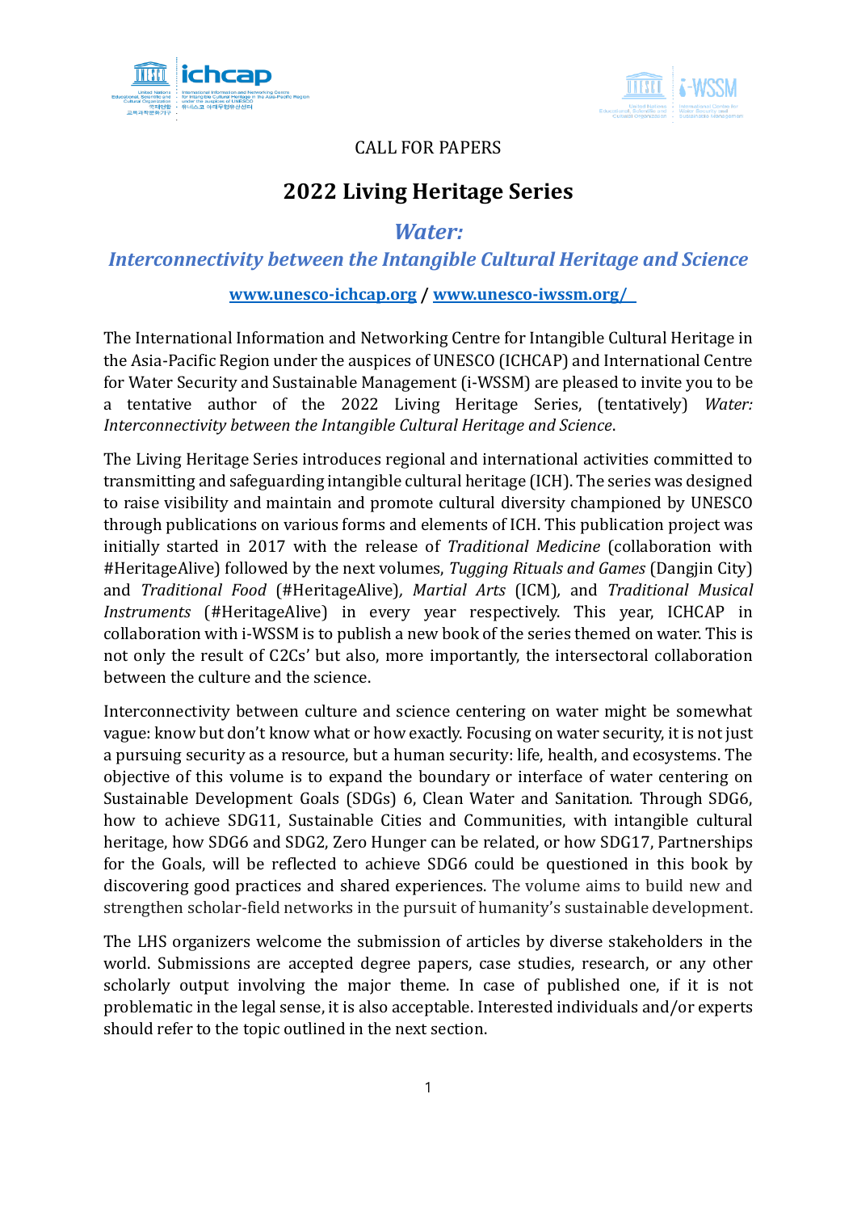CALL FOR PAPERS

# 2022 Living Heritage Series

## *Water:*
## *Interconnectivity between the Intangible Cultural Heritage and Science*

**www.unesco-ichcap.org / www.unesco-iwssm.org/**

The International Information and Networking Centre for Intangible Cultural Heritage in the Asia-Pacific Region under the auspices of UNESCO (ICHCAP) and International Centre for Water Security and Sustainable Management (i-WSSM) are pleased to invite you to be a tentative author of the 2022 Living Heritage Series, (tentatively) *Water: Interconnectivity between the Intangible Cultural Heritage and Science*.

The Living Heritage Series introduces regional and international activities committed to transmitting and safeguarding intangible cultural heritage (ICH). The series was designed to raise visibility and maintain and promote cultural diversity championed by UNESCO through publications on various forms and elements of ICH. This publication project was initially started in 2017 with the release of *Traditional Medicine* (collaboration with #HeritageAlive) followed by the next volumes, *Tugging Rituals and Games* (Dangjin City) and *Traditional Food* (#HeritageAlive)*, Martial Arts* (ICM)*,* and *Traditional Musical Instruments* (#HeritageAlive) in every year respectively. This year, ICHCAP in collaboration with i-WSSM is to publish a new book of the series themed on water. This is not only the result of C2Cs' but also, more importantly, the intersectoral collaboration between the culture and the science.

Interconnectivity between culture and science centering on water might be somewhat vague: know but don't know what or how exactly. Focusing on water security, it is not just a pursuing security as a resource, but a human security: life, health, and ecosystems. The objective of this volume is to expand the boundary or interface of water centering on Sustainable Development Goals (SDGs) 6, Clean Water and Sanitation. Through SDG6, how to achieve SDG11, Sustainable Cities and Communities, with intangible cultural heritage, how SDG6 and SDG2, Zero Hunger can be related, or how SDG17, Partnerships for the Goals, will be reflected to achieve SDG6 could be questioned in this book by discovering good practices and shared experiences. The volume aims to build new and strengthen scholar-field networks in the pursuit of humanity's sustainable development.

The LHS organizers welcome the submission of articles by diverse stakeholders in the world. Submissions are accepted degree papers, case studies, research, or any other scholarly output involving the major theme. In case of published one, if it is not problematic in the legal sense, it is also acceptable. Interested individuals and/or experts should refer to the topic outlined in the next section.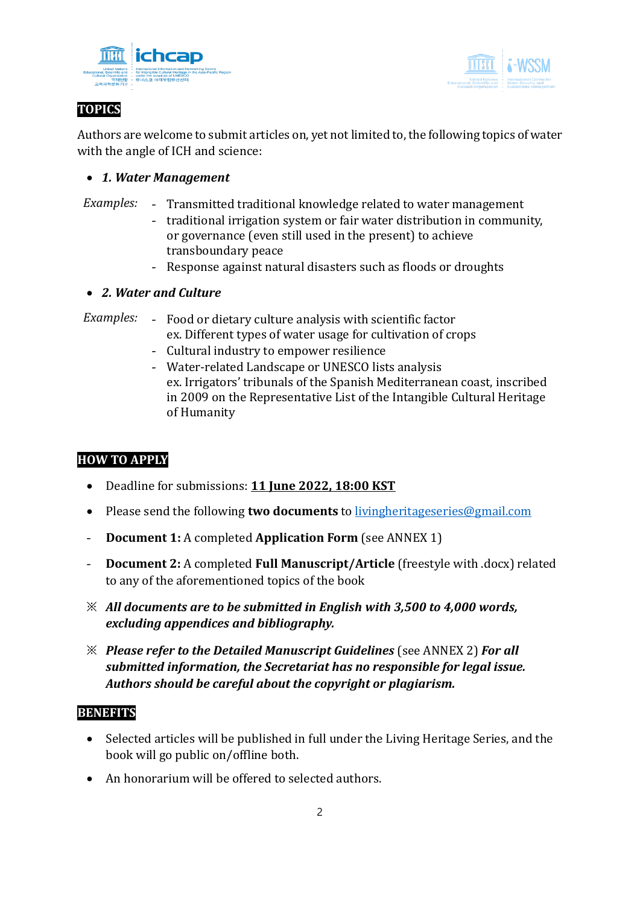## TOPICS

Authors are welcome to submit articles on, yet not limited to, the following topics of water with the angle of ICH and science:

- ***1. Water Management***

*Examples:*

- Transmitted traditional knowledge related to water management
- traditional irrigation system or fair water distribution in community, or governance (even still used in the present) to achieve transboundary peace
- Response against natural disasters such as floods or droughts

- ***2. Water and Culture***

*Examples:*

- Food or dietary culture analysis with scientific factor
  ex. Different types of water usage for cultivation of crops
- Cultural industry to empower resilience
- Water-related Landscape or UNESCO lists analysis
  ex. Irrigators' tribunals of the Spanish Mediterranean coast, inscribed in 2009 on the Representative List of the Intangible Cultural Heritage of Humanity

## HOW TO APPLY

- Deadline for submissions: **11 June 2022, 18:00 KST**
- Please send the following **two documents** to livingheritageseries@gmail.com

- **Document 1:** A completed **Application Form** (see ANNEX 1)
- **Document 2:** A completed **Full Manuscript/Article** (freestyle with .docx) related to any of the aforementioned topics of the book

※ ***All documents are to be submitted in English with 3,500 to 4,000 words, excluding appendices and bibliography.***

※ ***Please refer to the Detailed Manuscript Guidelines*** (see ANNEX 2) ***For all submitted information, the Secretariat has no responsible for legal issue. Authors should be careful about the copyright or plagiarism.***

## BENEFITS

- Selected articles will be published in full under the Living Heritage Series, and the book will go public on/offline both.
- An honorarium will be offered to selected authors.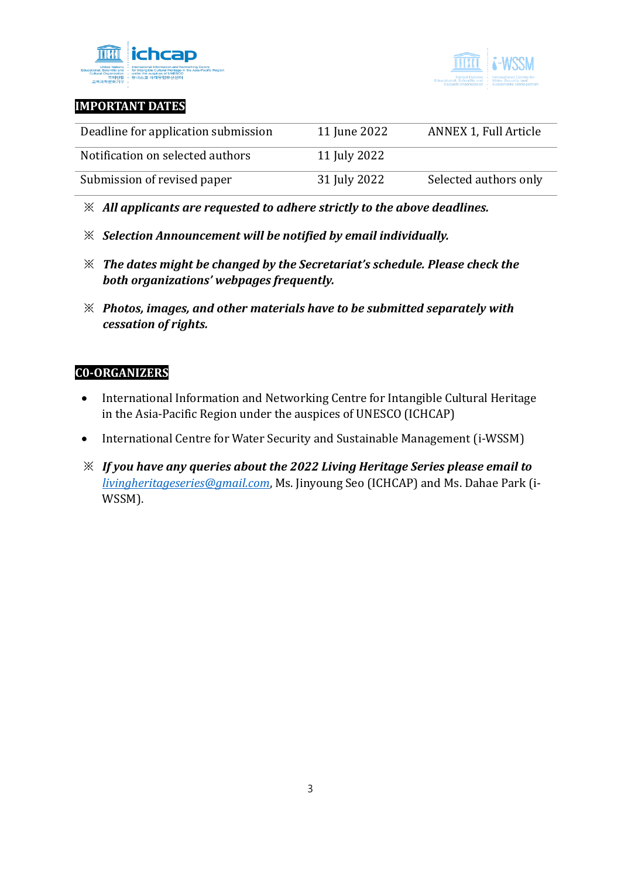## IMPORTANT DATES

| | | |
|---|---|---|
| Deadline for application submission | 11 June 2022 | ANNEX 1, Full Article |
| Notification on selected authors | 11 July 2022 | |
| Submission of revised paper | 31 July 2022 | Selected authors only |

※ ***All applicants are requested to adhere strictly to the above deadlines.***

※ ***Selection Announcement will be notified by email individually.***

※ ***The dates might be changed by the Secretariat's schedule. Please check the both organizations' webpages frequently.***

※ ***Photos, images, and other materials have to be submitted separately with cessation of rights.***

## C0-ORGANIZERS

- International Information and Networking Centre for Intangible Cultural Heritage in the Asia-Pacific Region under the auspices of UNESCO (ICHCAP)
- International Centre for Water Security and Sustainable Management (i-WSSM)

※ ***If you have any queries about the 2022 Living Heritage Series please email to*** *livingheritageseries@gmail.com*, Ms. Jinyoung Seo (ICHCAP) and Ms. Dahae Park (i-WSSM).